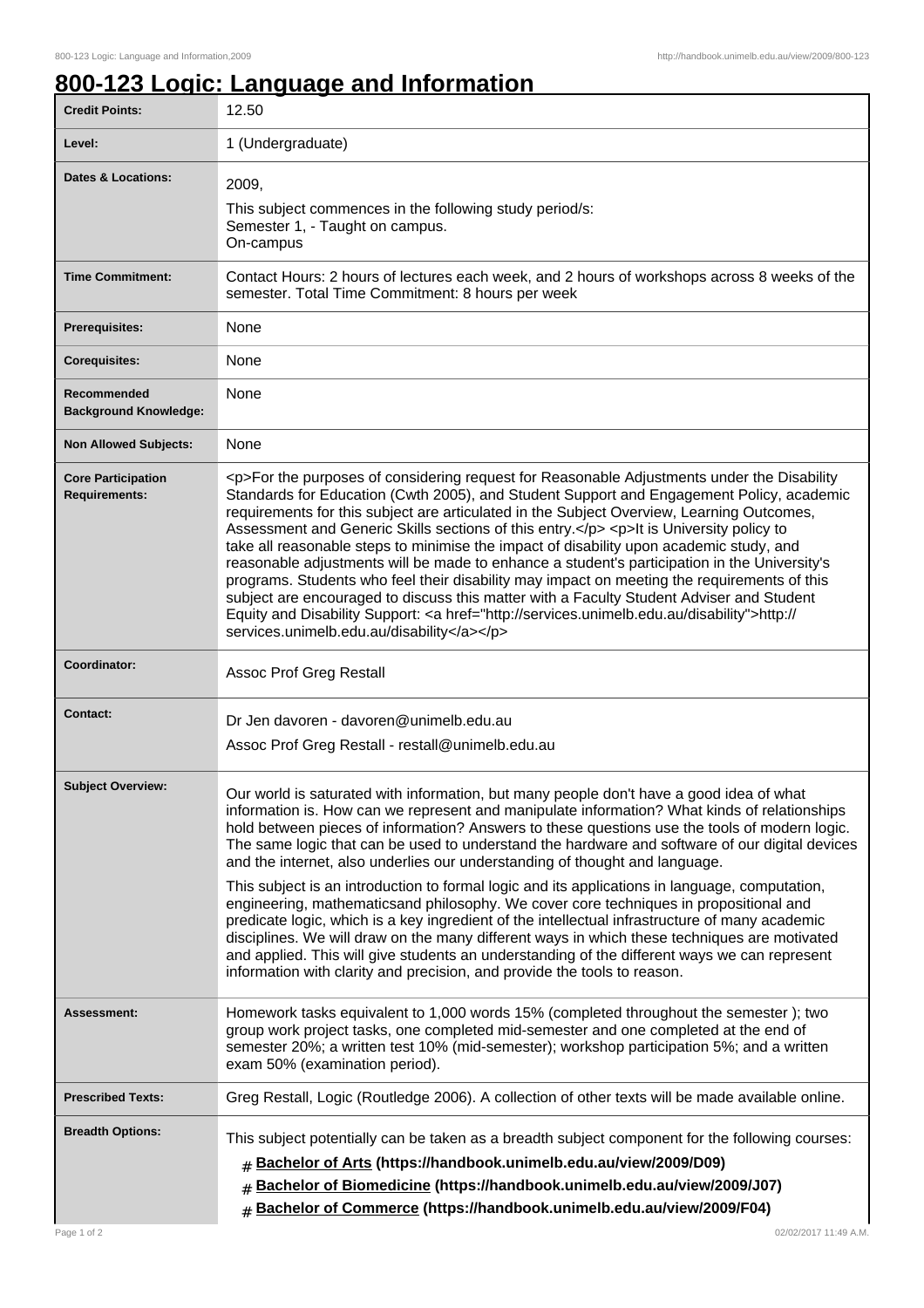# 800-123 Logic: Language and Information

| | |
|---|---|
| **Credit Points:** | 12.50 |
| **Level:** | 1 (Undergraduate) |
| **Dates & Locations:** | 2009,<br>This subject commences in the following study period/s:<br>Semester 1, - Taught on campus.<br>On-campus |
| **Time Commitment:** | Contact Hours: 2 hours of lectures each week, and 2 hours of workshops across 8 weeks of the semester. Total Time Commitment: 8 hours per week |
| **Prerequisites:** | None |
| **Corequisites:** | None |
| **Recommended Background Knowledge:** | None |
| **Non Allowed Subjects:** | None |
| **Core Participation Requirements:** | <p>For the purposes of considering request for Reasonable Adjustments under the Disability Standards for Education (Cwth 2005), and Student Support and Engagement Policy, academic requirements for this subject are articulated in the Subject Overview, Learning Outcomes, Assessment and Generic Skills sections of this entry.</p> <p>It is University policy to take all reasonable steps to minimise the impact of disability upon academic study, and reasonable adjustments will be made to enhance a student's participation in the University's programs. Students who feel their disability may impact on meeting the requirements of this subject are encouraged to discuss this matter with a Faculty Student Adviser and Student Equity and Disability Support: <a href="http://services.unimelb.edu.au/disability">http://services.unimelb.edu.au/disability</a></p> |
| **Coordinator:** | Assoc Prof Greg Restall |
| **Contact:** | Dr Jen davoren - davoren@unimelb.edu.au<br>Assoc Prof Greg Restall - restall@unimelb.edu.au |
| **Subject Overview:** | Our world is saturated with information, but many people don't have a good idea of what information is. How can we represent and manipulate information? What kinds of relationships hold between pieces of information? Answers to these questions use the tools of modern logic. The same logic that can be used to understand the hardware and software of our digital devices and the internet, also underlies our understanding of thought and language.<br><br>This subject is an introduction to formal logic and its applications in language, computation, engineering, mathematicsand philosophy. We cover core techniques in propositional and predicate logic, which is a key ingredient of the intellectual infrastructure of many academic disciplines. We will draw on the many different ways in which these techniques are motivated and applied. This will give students an understanding of the different ways we can represent information with clarity and precision, and provide the tools to reason. |
| **Assessment:** | Homework tasks equivalent to 1,000 words 15% (completed throughout the semester ); two group work project tasks, one completed mid-semester and one completed at the end of semester 20%; a written test 10% (mid-semester); workshop participation 5%; and a written exam 50% (examination period). |
| **Prescribed Texts:** | Greg Restall, Logic (Routledge 2006). A collection of other texts will be made available online. |
| **Breadth Options:** | This subject potentially can be taken as a breadth subject component for the following courses:<br># **Bachelor of Arts (https://handbook.unimelb.edu.au/view/2009/D09)**<br># **Bachelor of Biomedicine (https://handbook.unimelb.edu.au/view/2009/J07)**<br># **Bachelor of Commerce (https://handbook.unimelb.edu.au/view/2009/F04)** |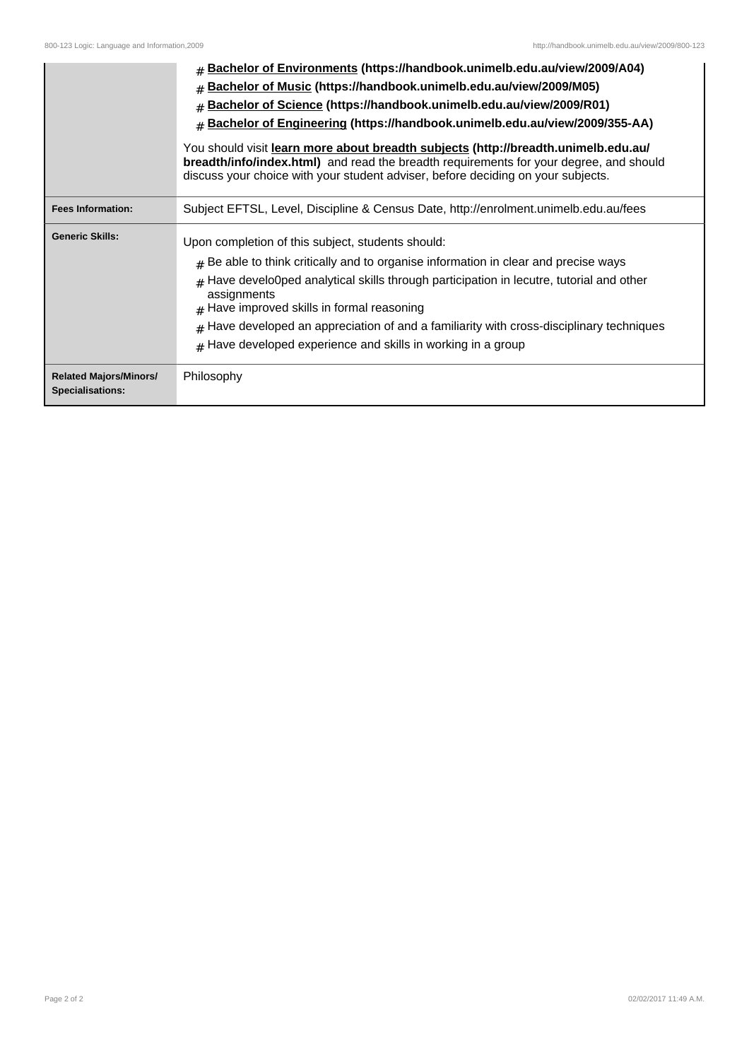| | |
|---|---|
| | # **Bachelor of Environments (https://handbook.unimelb.edu.au/view/2009/A04)**<br># **Bachelor of Music (https://handbook.unimelb.edu.au/view/2009/M05)**<br># **Bachelor of Science (https://handbook.unimelb.edu.au/view/2009/R01)**<br># **Bachelor of Engineering (https://handbook.unimelb.edu.au/view/2009/355-AA)**<br><br>You should visit **learn more about breadth subjects (http://breadth.unimelb.edu.au/breadth/info/index.html)** and read the breadth requirements for your degree, and should discuss your choice with your student adviser, before deciding on your subjects. |
| **Fees Information:** | Subject EFTSL, Level, Discipline & Census Date, http://enrolment.unimelb.edu.au/fees |
| **Generic Skills:** | Upon completion of this subject, students should:<br># Be able to think critically and to organise information in clear and precise ways<br># Have develo0ped analytical skills through participation in lecutre, tutorial and other assignments<br># Have improved skills in formal reasoning<br># Have developed an appreciation of and a familiarity with cross-disciplinary techniques<br># Have developed experience and skills in working in a group |
| **Related Majors/Minors/ Specialisations:** | Philosophy |